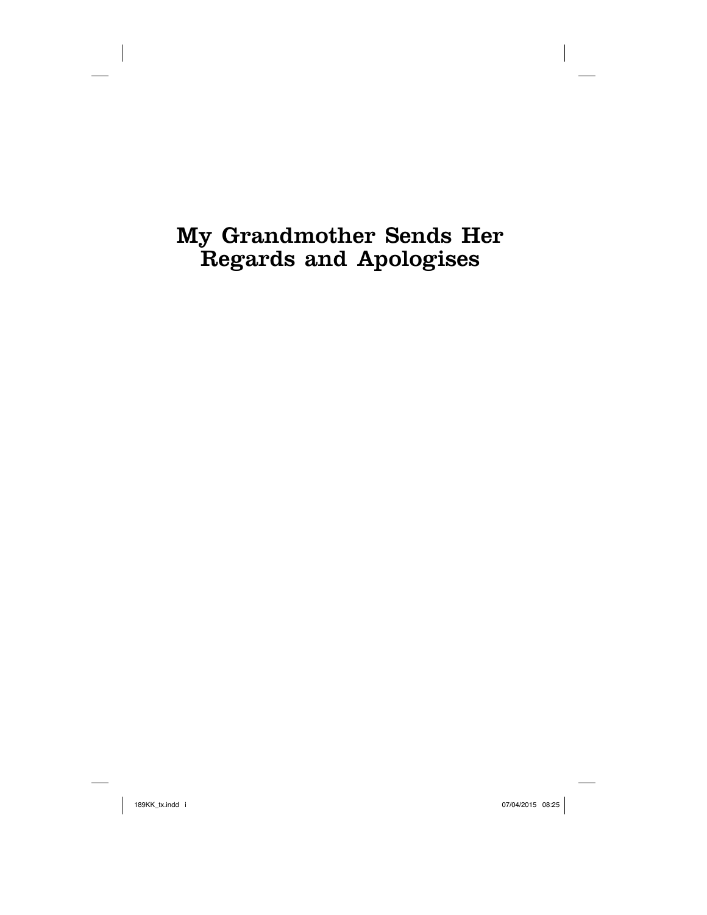# My Grandmother Sends Her Regards and Apologises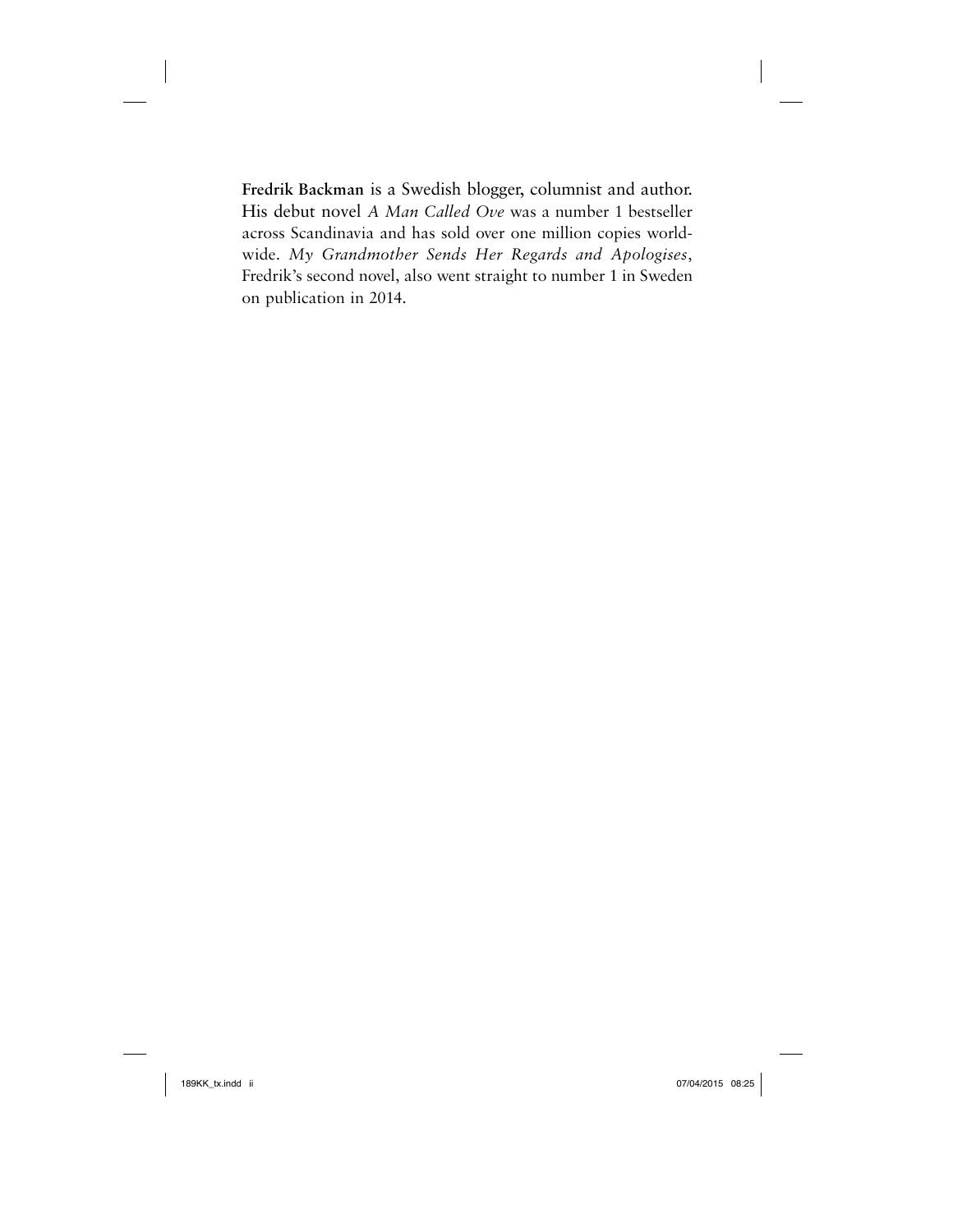**Fredrik Backman** is a Swedish blogger, columnist and author. His debut novel *A Man Called Ove* was a number 1 bestseller across Scandinavia and has sold over one million copies worldwide. *My Grandmother Sends Her Regards and Apologises*, Fredrik's second novel, also went straight to number 1 in Sweden on publication in 2014.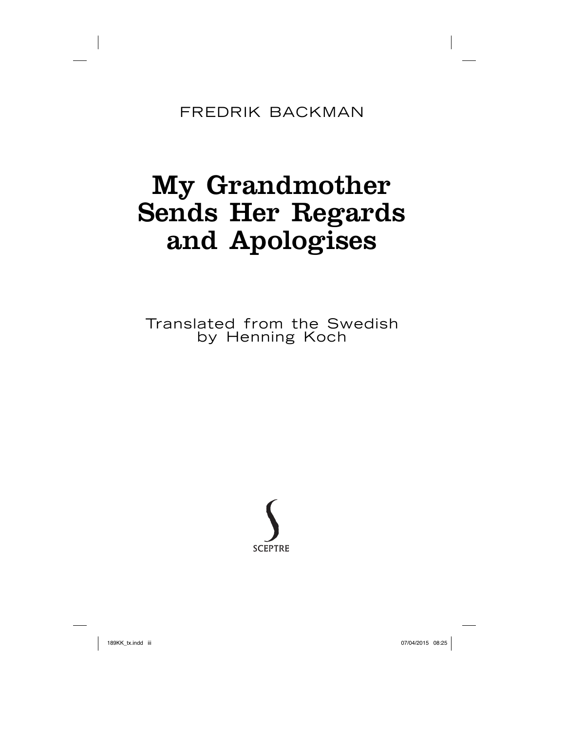FREDRIK BACKMAN

# My Grandmother Sends Her Regards and Apologises

Translated from the Swedish by Henning Koch

SCEPTRE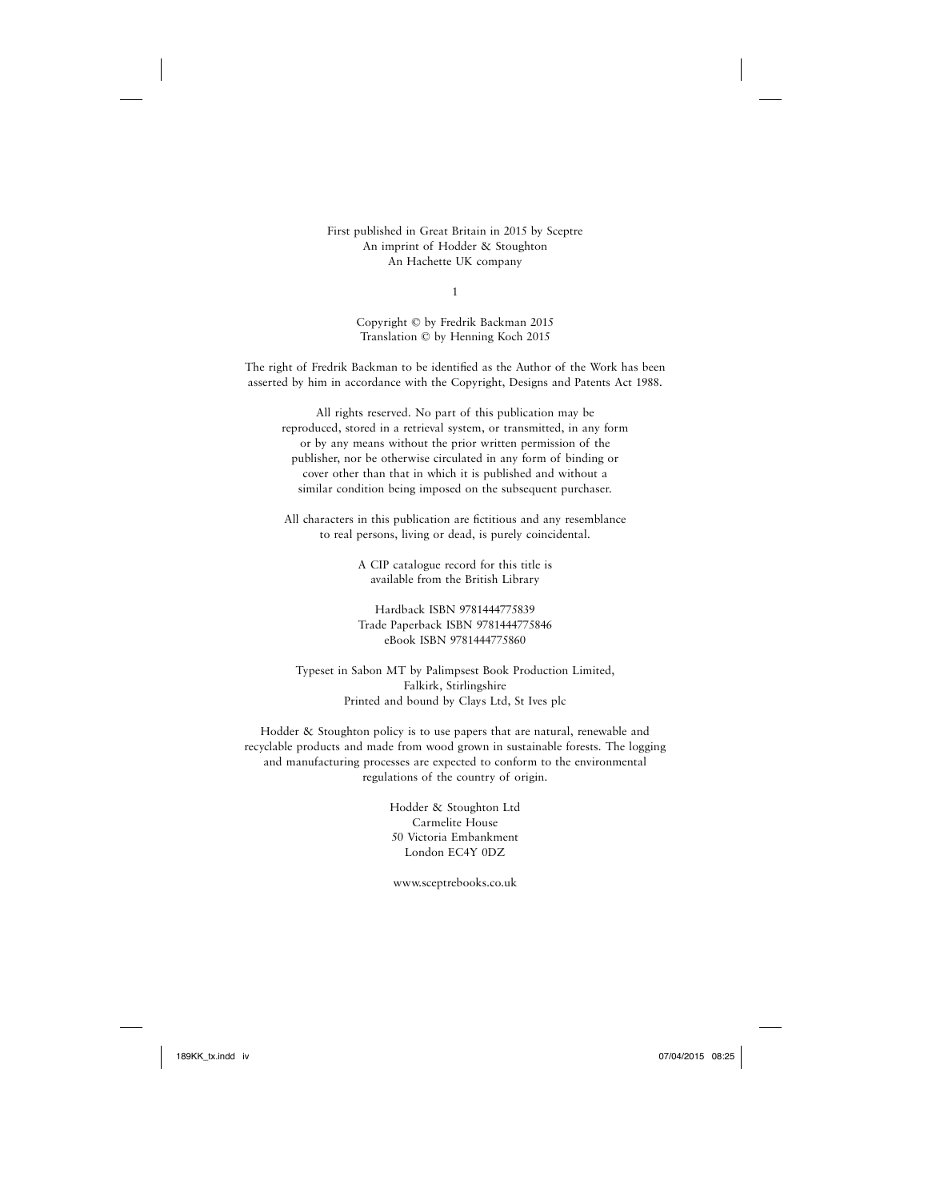First published in Great Britain in 2015 by Sceptre
An imprint of Hodder & Stoughton
An Hachette UK company

1

Copyright © by Fredrik Backman 2015
Translation © by Henning Koch 2015

The right of Fredrik Backman to be identified as the Author of the Work has been asserted by him in accordance with the Copyright, Designs and Patents Act 1988.

All rights reserved. No part of this publication may be reproduced, stored in a retrieval system, or transmitted, in any form or by any means without the prior written permission of the publisher, nor be otherwise circulated in any form of binding or cover other than that in which it is published and without a similar condition being imposed on the subsequent purchaser.

All characters in this publication are fictitious and any resemblance to real persons, living or dead, is purely coincidental.

A CIP catalogue record for this title is available from the British Library

Hardback ISBN 9781444775839
Trade Paperback ISBN 9781444775846
eBook ISBN 9781444775860

Typeset in Sabon MT by Palimpsest Book Production Limited,
Falkirk, Stirlingshire
Printed and bound by Clays Ltd, St Ives plc

Hodder & Stoughton policy is to use papers that are natural, renewable and recyclable products and made from wood grown in sustainable forests. The logging and manufacturing processes are expected to conform to the environmental regulations of the country of origin.

Hodder & Stoughton Ltd
Carmelite House
50 Victoria Embankment
London EC4Y 0DZ

www.sceptrebooks.co.uk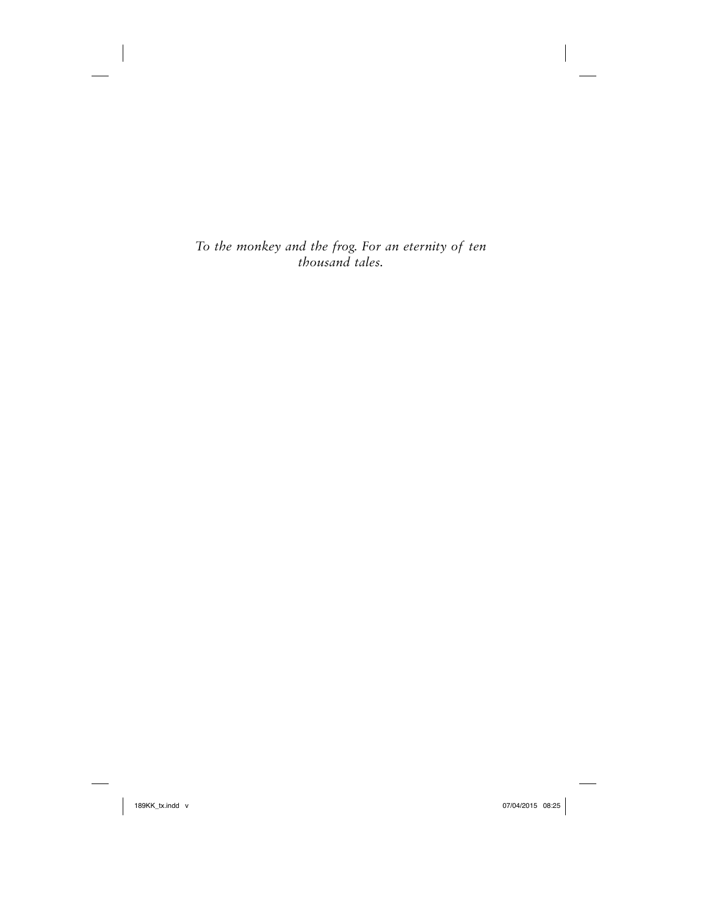*To the monkey and the frog. For an eternity of ten thousand tales.*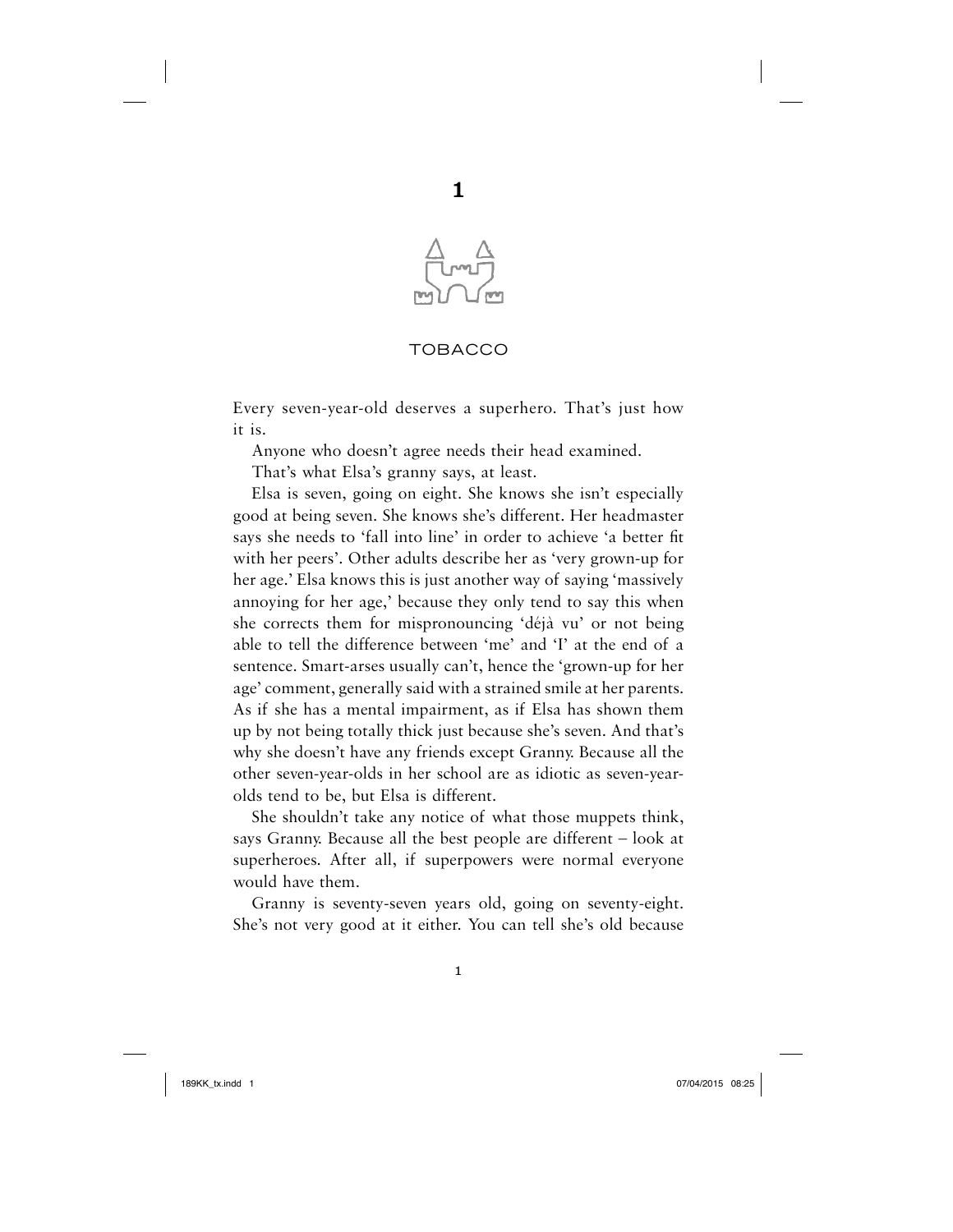# 1

## TOBACCO

Every seven-year-old deserves a superhero. That's just how it is.

Anyone who doesn't agree needs their head examined.

That's what Elsa's granny says, at least.

Elsa is seven, going on eight. She knows she isn't especially good at being seven. She knows she's different. Her headmaster says she needs to 'fall into line' in order to achieve 'a better fit with her peers'. Other adults describe her as 'very grown-up for her age.' Elsa knows this is just another way of saying 'massively annoying for her age,' because they only tend to say this when she corrects them for mispronouncing 'déjà vu' or not being able to tell the difference between 'me' and 'I' at the end of a sentence. Smart-arses usually can't, hence the 'grown-up for her age' comment, generally said with a strained smile at her parents. As if she has a mental impairment, as if Elsa has shown them up by not being totally thick just because she's seven. And that's why she doesn't have any friends except Granny. Because all the other seven-year-olds in her school are as idiotic as seven-year-olds tend to be, but Elsa is different.

She shouldn't take any notice of what those muppets think, says Granny. Because all the best people are different – look at superheroes. After all, if superpowers were normal everyone would have them.

Granny is seventy-seven years old, going on seventy-eight. She's not very good at it either. You can tell she's old because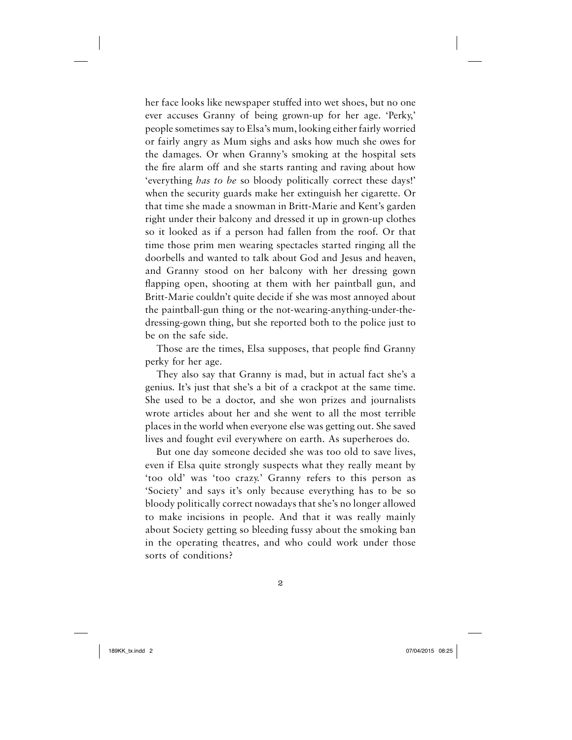her face looks like newspaper stuffed into wet shoes, but no one ever accuses Granny of being grown-up for her age. 'Perky,' people sometimes say to Elsa's mum, looking either fairly worried or fairly angry as Mum sighs and asks how much she owes for the damages. Or when Granny's smoking at the hospital sets the fire alarm off and she starts ranting and raving about how 'everything *has to be* so bloody politically correct these days!' when the security guards make her extinguish her cigarette. Or that time she made a snowman in Britt-Marie and Kent's garden right under their balcony and dressed it up in grown-up clothes so it looked as if a person had fallen from the roof. Or that time those prim men wearing spectacles started ringing all the doorbells and wanted to talk about God and Jesus and heaven, and Granny stood on her balcony with her dressing gown flapping open, shooting at them with her paintball gun, and Britt-Marie couldn't quite decide if she was most annoyed about the paintball-gun thing or the not-wearing-anything-under-the-dressing-gown thing, but she reported both to the police just to be on the safe side.

Those are the times, Elsa supposes, that people find Granny perky for her age.

They also say that Granny is mad, but in actual fact she's a genius. It's just that she's a bit of a crackpot at the same time. She used to be a doctor, and she won prizes and journalists wrote articles about her and she went to all the most terrible places in the world when everyone else was getting out. She saved lives and fought evil everywhere on earth. As superheroes do.

But one day someone decided she was too old to save lives, even if Elsa quite strongly suspects what they really meant by 'too old' was 'too crazy.' Granny refers to this person as 'Society' and says it's only because everything has to be so bloody politically correct nowadays that she's no longer allowed to make incisions in people. And that it was really mainly about Society getting so bleeding fussy about the smoking ban in the operating theatres, and who could work under those sorts of conditions?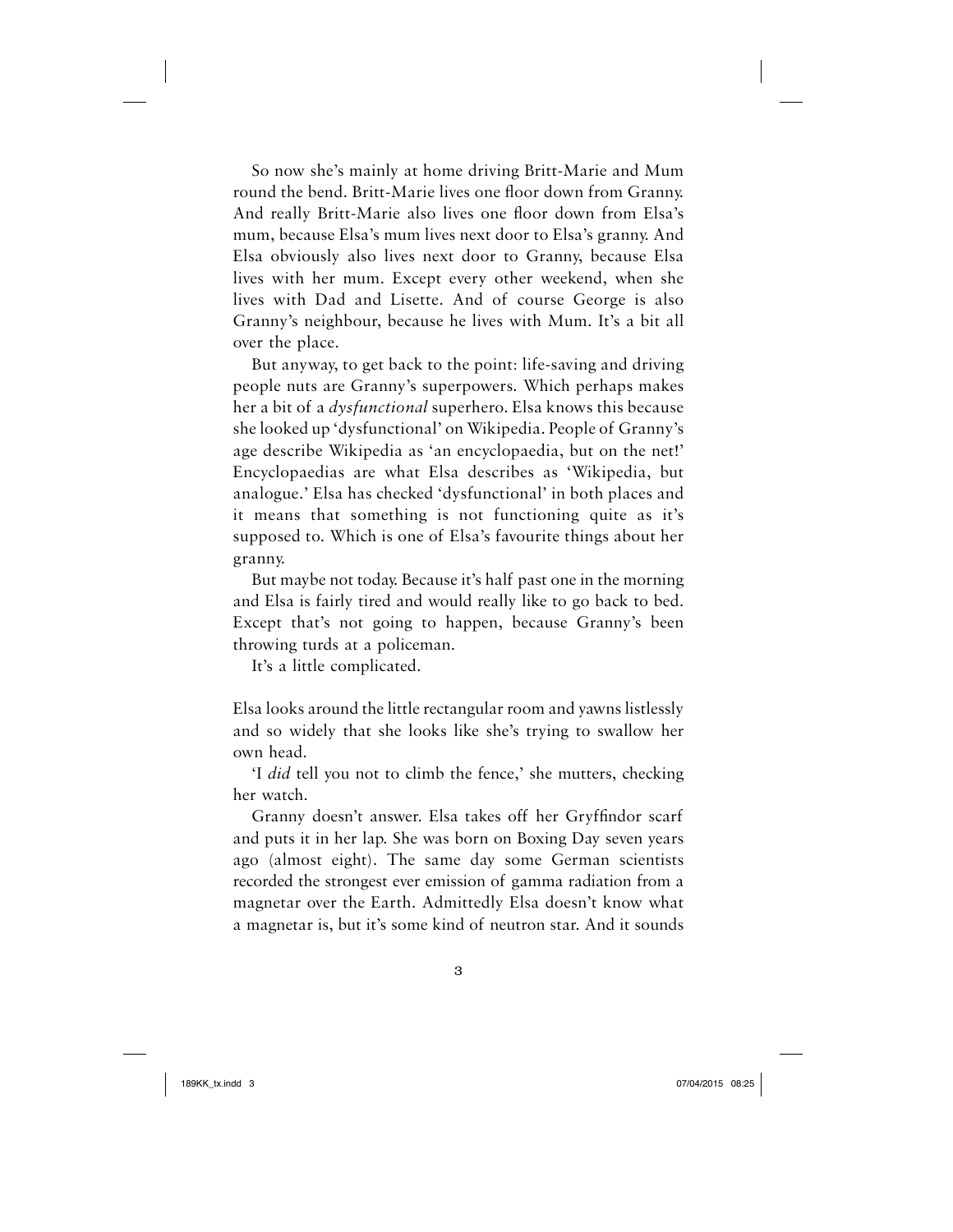So now she's mainly at home driving Britt-Marie and Mum round the bend. Britt-Marie lives one floor down from Granny. And really Britt-Marie also lives one floor down from Elsa's mum, because Elsa's mum lives next door to Elsa's granny. And Elsa obviously also lives next door to Granny, because Elsa lives with her mum. Except every other weekend, when she lives with Dad and Lisette. And of course George is also Granny's neighbour, because he lives with Mum. It's a bit all over the place.

But anyway, to get back to the point: life-saving and driving people nuts are Granny's superpowers. Which perhaps makes her a bit of a *dysfunctional* superhero. Elsa knows this because she looked up 'dysfunctional' on Wikipedia. People of Granny's age describe Wikipedia as 'an encyclopaedia, but on the net!' Encyclopaedias are what Elsa describes as 'Wikipedia, but analogue.' Elsa has checked 'dysfunctional' in both places and it means that something is not functioning quite as it's supposed to. Which is one of Elsa's favourite things about her granny.

But maybe not today. Because it's half past one in the morning and Elsa is fairly tired and would really like to go back to bed. Except that's not going to happen, because Granny's been throwing turds at a policeman.

It's a little complicated.

Elsa looks around the little rectangular room and yawns listlessly and so widely that she looks like she's trying to swallow her own head.

'I *did* tell you not to climb the fence,' she mutters, checking her watch.

Granny doesn't answer. Elsa takes off her Gryffindor scarf and puts it in her lap. She was born on Boxing Day seven years ago (almost eight). The same day some German scientists recorded the strongest ever emission of gamma radiation from a magnetar over the Earth. Admittedly Elsa doesn't know what a magnetar is, but it's some kind of neutron star. And it sounds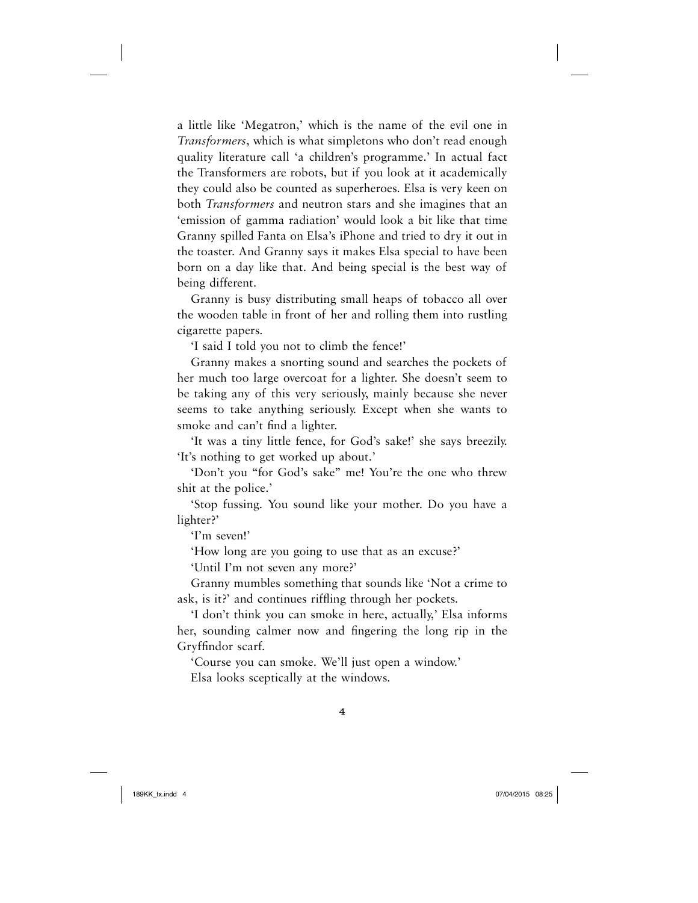a little like 'Megatron,' which is the name of the evil one in *Transformers*, which is what simpletons who don't read enough quality literature call 'a children's programme.' In actual fact the Transformers are robots, but if you look at it academically they could also be counted as superheroes. Elsa is very keen on both *Transformers* and neutron stars and she imagines that an 'emission of gamma radiation' would look a bit like that time Granny spilled Fanta on Elsa's iPhone and tried to dry it out in the toaster. And Granny says it makes Elsa special to have been born on a day like that. And being special is the best way of being different.

Granny is busy distributing small heaps of tobacco all over the wooden table in front of her and rolling them into rustling cigarette papers.

'I said I told you not to climb the fence!'

Granny makes a snorting sound and searches the pockets of her much too large overcoat for a lighter. She doesn't seem to be taking any of this very seriously, mainly because she never seems to take anything seriously. Except when she wants to smoke and can't find a lighter.

'It was a tiny little fence, for God's sake!' she says breezily. 'It's nothing to get worked up about.'

'Don't you "for God's sake" me! You're the one who threw shit at the police.'

'Stop fussing. You sound like your mother. Do you have a lighter?'

'I'm seven!'

'How long are you going to use that as an excuse?'

'Until I'm not seven any more?'

Granny mumbles something that sounds like 'Not a crime to ask, is it?' and continues riffling through her pockets.

'I don't think you can smoke in here, actually,' Elsa informs her, sounding calmer now and fingering the long rip in the Gryffindor scarf.

'Course you can smoke. We'll just open a window.'

Elsa looks sceptically at the windows.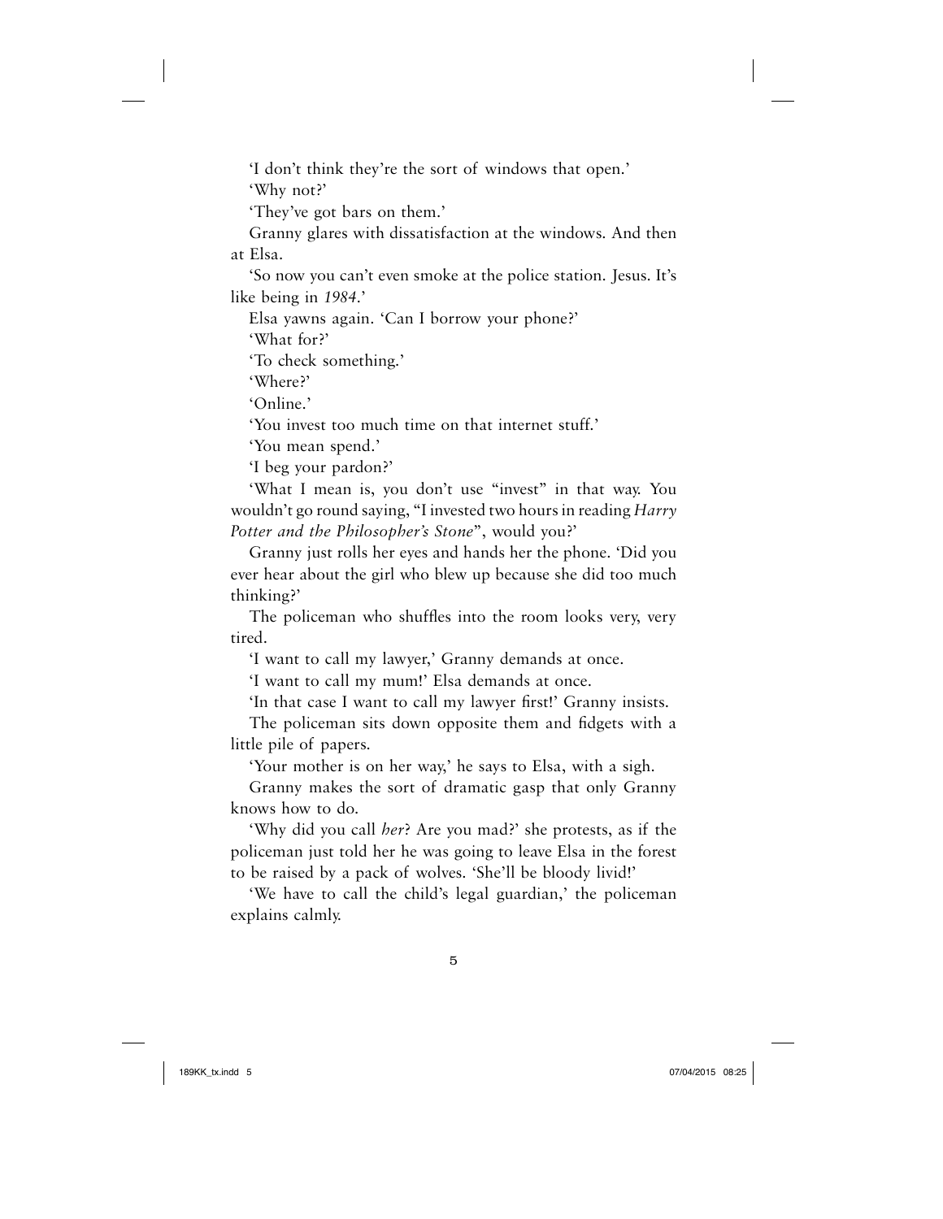'I don't think they're the sort of windows that open.'

'Why not?'

'They've got bars on them.'

Granny glares with dissatisfaction at the windows. And then at Elsa.

'So now you can't even smoke at the police station. Jesus. It's like being in *1984*.'

Elsa yawns again. 'Can I borrow your phone?'

'What for?'

'To check something.'

'Where?'

'Online.'

'You invest too much time on that internet stuff.'

'You mean spend.'

'I beg your pardon?'

'What I mean is, you don't use "invest" in that way. You wouldn't go round saying, "I invested two hours in reading *Harry Potter and the Philosopher's Stone*", would you?'

Granny just rolls her eyes and hands her the phone. 'Did you ever hear about the girl who blew up because she did too much thinking?'

The policeman who shuffles into the room looks very, very tired.

'I want to call my lawyer,' Granny demands at once.

'I want to call my mum!' Elsa demands at once.

'In that case I want to call my lawyer first!' Granny insists.

The policeman sits down opposite them and fidgets with a little pile of papers.

'Your mother is on her way,' he says to Elsa, with a sigh.

Granny makes the sort of dramatic gasp that only Granny knows how to do.

'Why did you call *her*? Are you mad?' she protests, as if the policeman just told her he was going to leave Elsa in the forest to be raised by a pack of wolves. 'She'll be bloody livid!'

'We have to call the child's legal guardian,' the policeman explains calmly.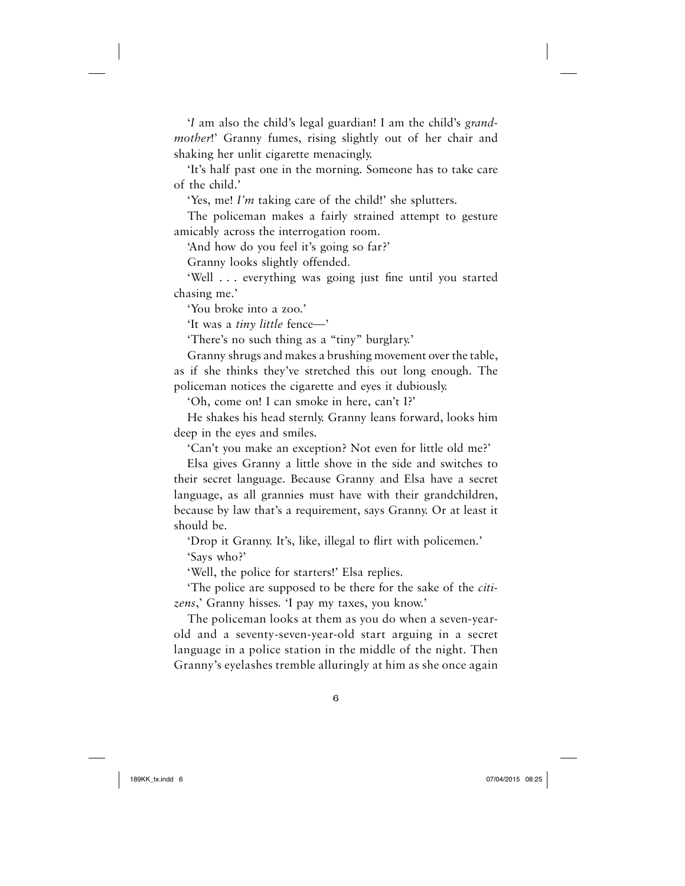'*I* am also the child's legal guardian! I am the child's *grandmother*!' Granny fumes, rising slightly out of her chair and shaking her unlit cigarette menacingly.

'It's half past one in the morning. Someone has to take care of the child.'

'Yes, me! *I'm* taking care of the child!' she splutters.

The policeman makes a fairly strained attempt to gesture amicably across the interrogation room.

'And how do you feel it's going so far?'

Granny looks slightly offended.

'Well . . . everything was going just fine until you started chasing me.'

'You broke into a zoo.'

'It was a *tiny little* fence—'

'There's no such thing as a "tiny" burglary.'

Granny shrugs and makes a brushing movement over the table, as if she thinks they've stretched this out long enough. The policeman notices the cigarette and eyes it dubiously.

'Oh, come on! I can smoke in here, can't I?'

He shakes his head sternly. Granny leans forward, looks him deep in the eyes and smiles.

'Can't you make an exception? Not even for little old me?'

Elsa gives Granny a little shove in the side and switches to their secret language. Because Granny and Elsa have a secret language, as all grannies must have with their grandchildren, because by law that's a requirement, says Granny. Or at least it should be.

'Drop it Granny. It's, like, illegal to flirt with policemen.'

'Says who?'

'Well, the police for starters!' Elsa replies.

'The police are supposed to be there for the sake of the *citizens*,' Granny hisses. 'I pay my taxes, you know.'

The policeman looks at them as you do when a seven-year-old and a seventy-seven-year-old start arguing in a secret language in a police station in the middle of the night. Then Granny's eyelashes tremble alluringly at him as she once again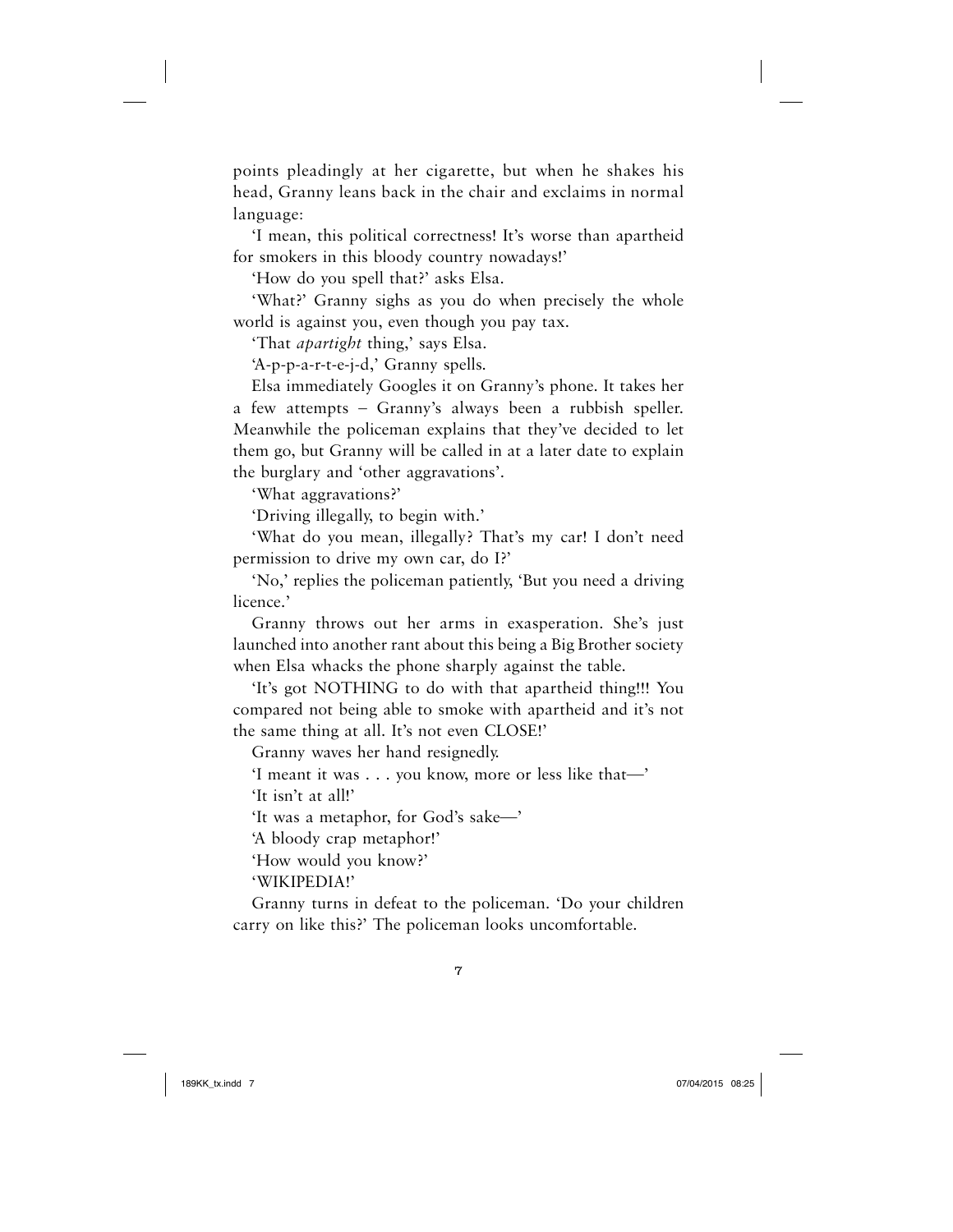points pleadingly at her cigarette, but when he shakes his head, Granny leans back in the chair and exclaims in normal language:

'I mean, this political correctness! It's worse than apartheid for smokers in this bloody country nowadays!'

'How do you spell that?' asks Elsa.

'What?' Granny sighs as you do when precisely the whole world is against you, even though you pay tax.

'That *apartight* thing,' says Elsa.

'A-p-p-a-r-t-e-j-d,' Granny spells.

Elsa immediately Googles it on Granny's phone. It takes her a few attempts – Granny's always been a rubbish speller. Meanwhile the policeman explains that they've decided to let them go, but Granny will be called in at a later date to explain the burglary and 'other aggravations'.

'What aggravations?'

'Driving illegally, to begin with.'

'What do you mean, illegally? That's my car! I don't need permission to drive my own car, do I?'

'No,' replies the policeman patiently, 'But you need a driving licence.'

Granny throws out her arms in exasperation. She's just launched into another rant about this being a Big Brother society when Elsa whacks the phone sharply against the table.

'It's got NOTHING to do with that apartheid thing!!! You compared not being able to smoke with apartheid and it's not the same thing at all. It's not even CLOSE!'

Granny waves her hand resignedly.

'I meant it was . . . you know, more or less like that—'

'It isn't at all!'

'It was a metaphor, for God's sake—'

'A bloody crap metaphor!'

'How would you know?'

'WIKIPEDIA!'

Granny turns in defeat to the policeman. 'Do your children carry on like this?' The policeman looks uncomfortable.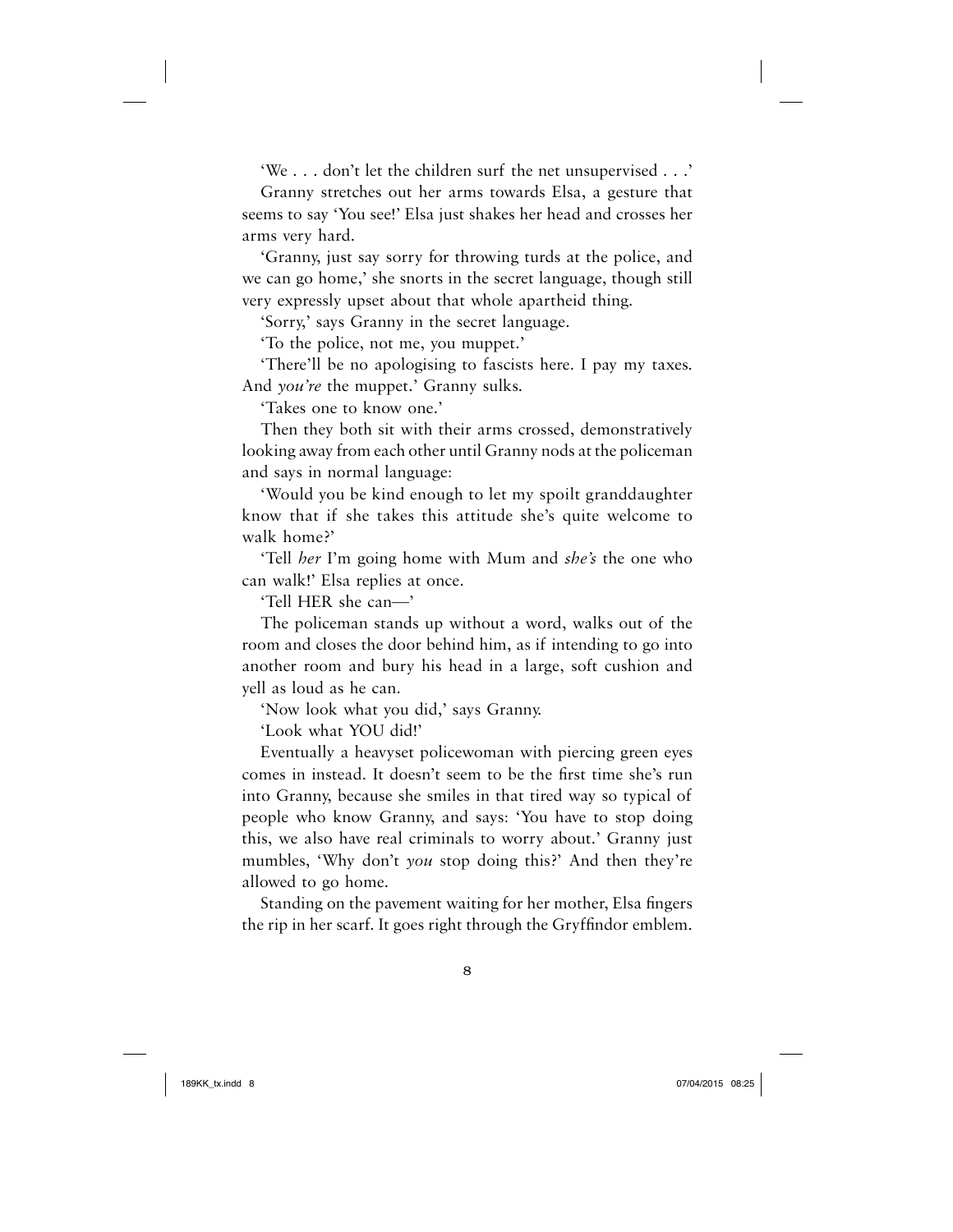'We . . . don't let the children surf the net unsupervised . . .'

Granny stretches out her arms towards Elsa, a gesture that seems to say 'You see!' Elsa just shakes her head and crosses her arms very hard.

'Granny, just say sorry for throwing turds at the police, and we can go home,' she snorts in the secret language, though still very expressly upset about that whole apartheid thing.

'Sorry,' says Granny in the secret language.

'To the police, not me, you muppet.'

'There'll be no apologising to fascists here. I pay my taxes. And *you're* the muppet.' Granny sulks.

'Takes one to know one.'

Then they both sit with their arms crossed, demonstratively looking away from each other until Granny nods at the policeman and says in normal language:

'Would you be kind enough to let my spoilt granddaughter know that if she takes this attitude she's quite welcome to walk home?'

'Tell *her* I'm going home with Mum and *she's* the one who can walk!' Elsa replies at once.

'Tell HER she can—'

The policeman stands up without a word, walks out of the room and closes the door behind him, as if intending to go into another room and bury his head in a large, soft cushion and yell as loud as he can.

'Now look what you did,' says Granny.

'Look what YOU did!'

Eventually a heavyset policewoman with piercing green eyes comes in instead. It doesn't seem to be the first time she's run into Granny, because she smiles in that tired way so typical of people who know Granny, and says: 'You have to stop doing this, we also have real criminals to worry about.' Granny just mumbles, 'Why don't *you* stop doing this?' And then they're allowed to go home.

Standing on the pavement waiting for her mother, Elsa fingers the rip in her scarf. It goes right through the Gryffindor emblem.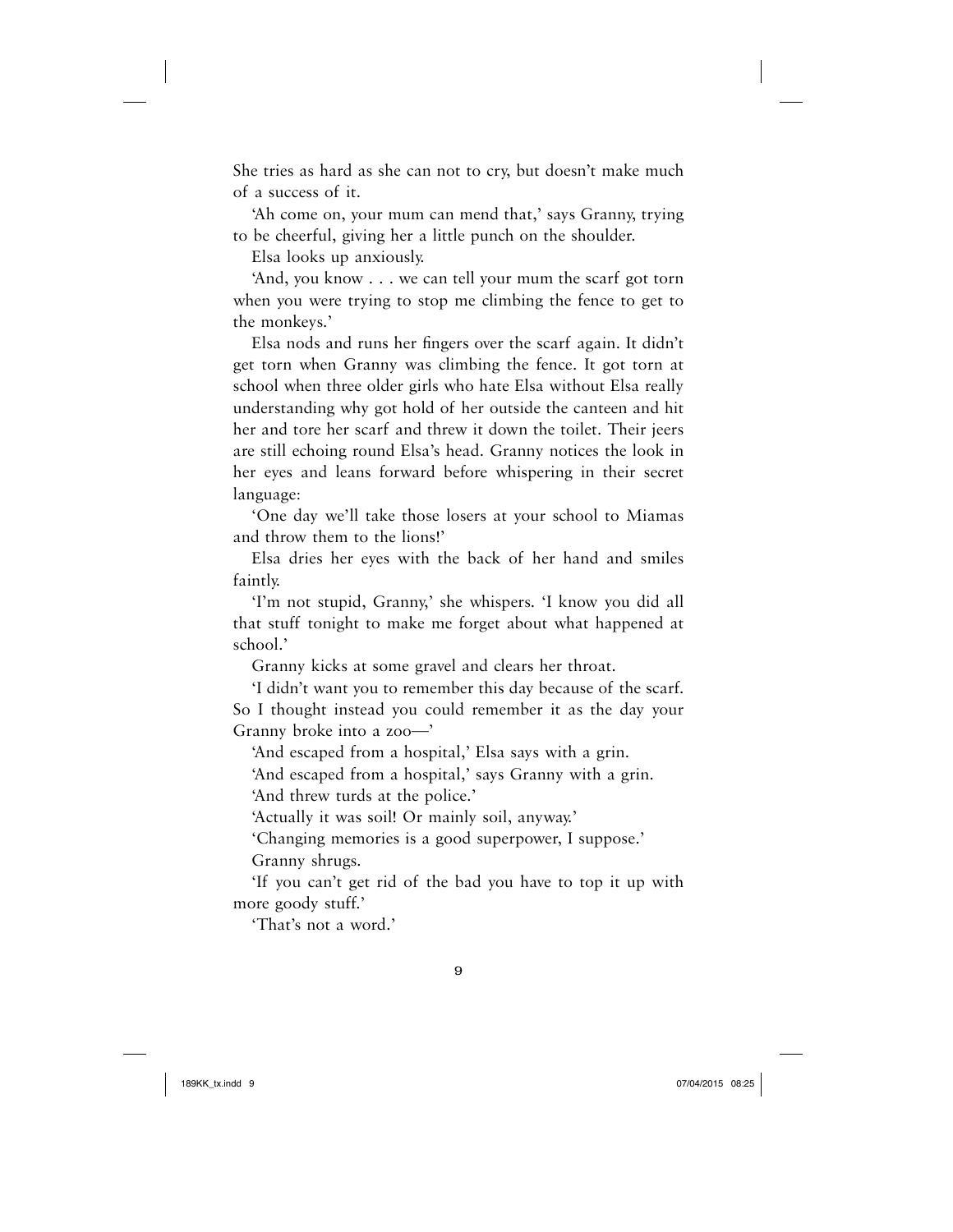She tries as hard as she can not to cry, but doesn't make much of a success of it.

'Ah come on, your mum can mend that,' says Granny, trying to be cheerful, giving her a little punch on the shoulder.

Elsa looks up anxiously.

'And, you know . . . we can tell your mum the scarf got torn when you were trying to stop me climbing the fence to get to the monkeys.'

Elsa nods and runs her fingers over the scarf again. It didn't get torn when Granny was climbing the fence. It got torn at school when three older girls who hate Elsa without Elsa really understanding why got hold of her outside the canteen and hit her and tore her scarf and threw it down the toilet. Their jeers are still echoing round Elsa's head. Granny notices the look in her eyes and leans forward before whispering in their secret language:

'One day we'll take those losers at your school to Miamas and throw them to the lions!'

Elsa dries her eyes with the back of her hand and smiles faintly.

'I'm not stupid, Granny,' she whispers. 'I know you did all that stuff tonight to make me forget about what happened at school.'

Granny kicks at some gravel and clears her throat.

'I didn't want you to remember this day because of the scarf. So I thought instead you could remember it as the day your Granny broke into a zoo—'

'And escaped from a hospital,' Elsa says with a grin.

'And escaped from a hospital,' says Granny with a grin.

'And threw turds at the police.'

'Actually it was soil! Or mainly soil, anyway.'

'Changing memories is a good superpower, I suppose.'

Granny shrugs.

'If you can't get rid of the bad you have to top it up with more goody stuff.'

'That's not a word.'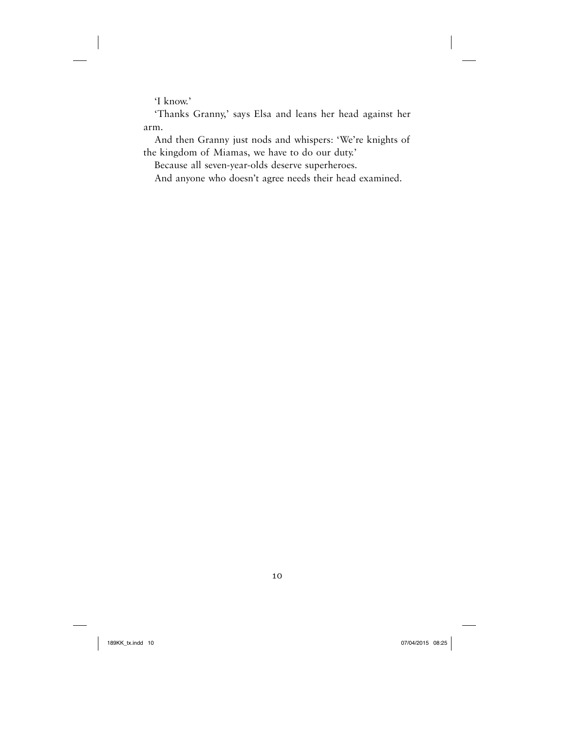'I know.'

'Thanks Granny,' says Elsa and leans her head against her arm.

And then Granny just nods and whispers: 'We're knights of the kingdom of Miamas, we have to do our duty.'

Because all seven-year-olds deserve superheroes.

And anyone who doesn't agree needs their head examined.